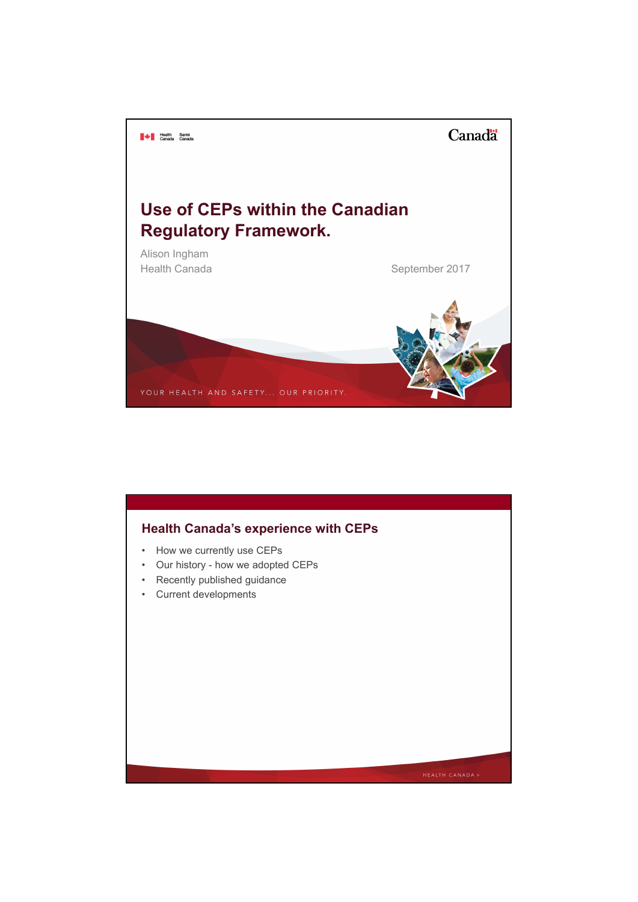# Use of CEPs within the Canadian Regulatory Framework.

Alison Ingham
Health Canada

September 2017

YOUR HEALTH AND SAFETY... OUR PRIORITY.

## Health Canada's experience with CEPs

- How we currently use CEPs
- Our history - how we adopted CEPs
- Recently published guidance
- Current developments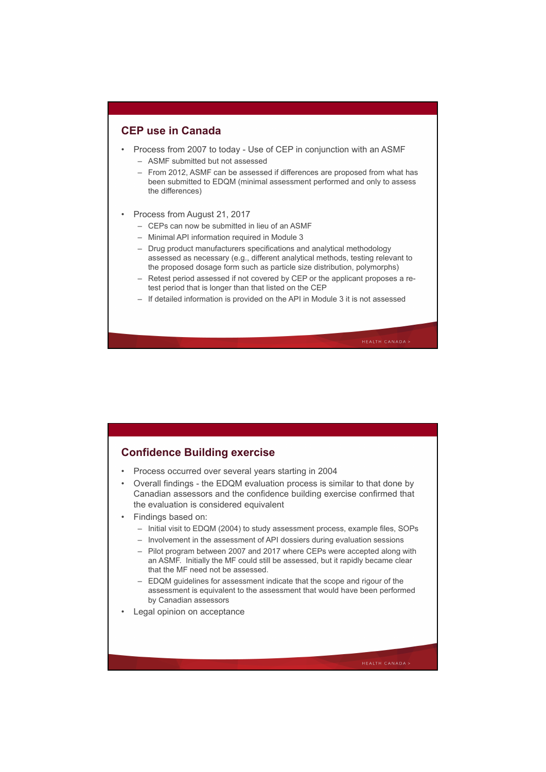## CEP use in Canada

- Process from 2007 to today - Use of CEP in conjunction with an ASMF
  - ASMF submitted but not assessed
  - From 2012, ASMF can be assessed if differences are proposed from what has been submitted to EDQM (minimal assessment performed and only to assess the differences)

- Process from August 21, 2017
  - CEPs can now be submitted in lieu of an ASMF
  - Minimal API information required in Module 3
  - Drug product manufacturers specifications and analytical methodology assessed as necessary (e.g., different analytical methods, testing relevant to the proposed dosage form such as particle size distribution, polymorphs)
  - Retest period assessed if not covered by CEP or the applicant proposes a re-test period that is longer than that listed on the CEP
  - If detailed information is provided on the API in Module 3 it is not assessed

## Confidence Building exercise

- Process occurred over several years starting in 2004
- Overall findings - the EDQM evaluation process is similar to that done by Canadian assessors and the confidence building exercise confirmed that the evaluation is considered equivalent
- Findings based on:
  - Initial visit to EDQM (2004) to study assessment process, example files, SOPs
  - Involvement in the assessment of API dossiers during evaluation sessions
  - Pilot program between 2007 and 2017 where CEPs were accepted along with an ASMF. Initially the MF could still be assessed, but it rapidly became clear that the MF need not be assessed.
  - EDQM guidelines for assessment indicate that the scope and rigour of the assessment is equivalent to the assessment that would have been performed by Canadian assessors
- Legal opinion on acceptance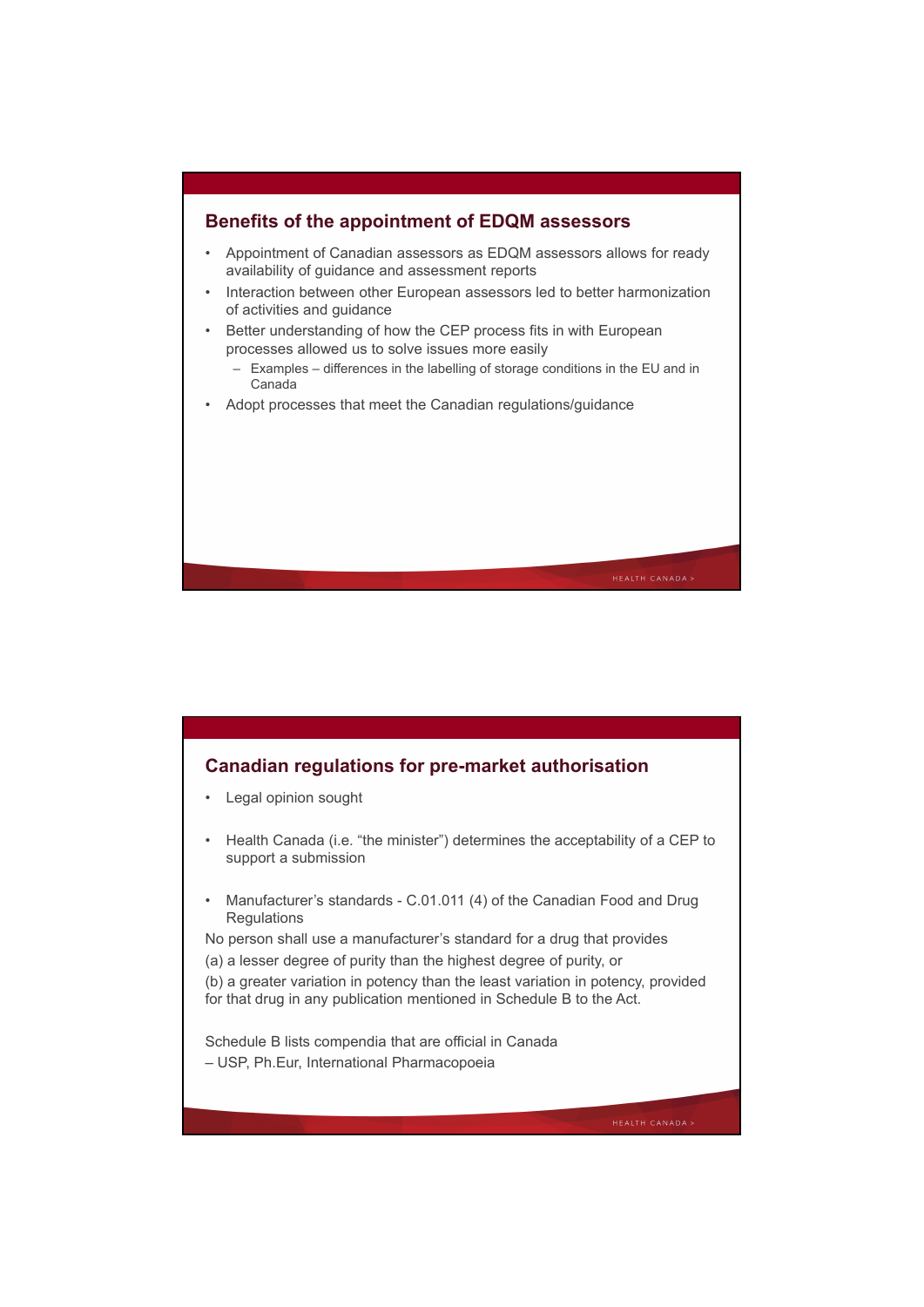## Benefits of the appointment of EDQM assessors

- Appointment of Canadian assessors as EDQM assessors allows for ready availability of guidance and assessment reports
- Interaction between other European assessors led to better harmonization of activities and guidance
- Better understanding of how the CEP process fits in with European processes allowed us to solve issues more easily
  - Examples – differences in the labelling of storage conditions in the EU and in Canada
- Adopt processes that meet the Canadian regulations/guidance

## Canadian regulations for pre-market authorisation

- Legal opinion sought
- Health Canada (i.e. "the minister") determines the acceptability of a CEP to support a submission
- Manufacturer's standards - C.01.011 (4) of the Canadian Food and Drug Regulations

No person shall use a manufacturer's standard for a drug that provides

(a) a lesser degree of purity than the highest degree of purity, or

(b) a greater variation in potency than the least variation in potency, provided for that drug in any publication mentioned in Schedule B to the Act.

Schedule B lists compendia that are official in Canada

– USP, Ph.Eur, International Pharmacopoeia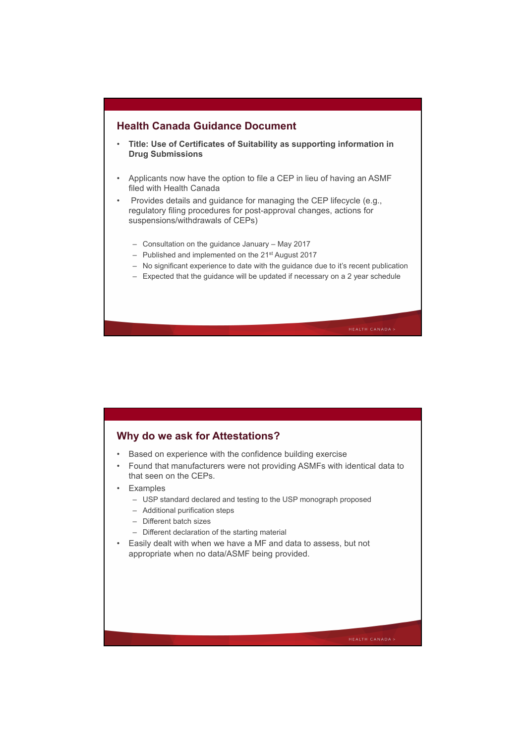## Health Canada Guidance Document

- **Title: Use of Certificates of Suitability as supporting information in Drug Submissions**

- Applicants now have the option to file a CEP in lieu of having an ASMF filed with Health Canada
- Provides details and guidance for managing the CEP lifecycle (e.g., regulatory filing procedures for post-approval changes, actions for suspensions/withdrawals of CEPs)
  - Consultation on the guidance January – May 2017
  - Published and implemented on the 21st August 2017
  - No significant experience to date with the guidance due to it's recent publication
  - Expected that the guidance will be updated if necessary on a 2 year schedule

## Why do we ask for Attestations?

- Based on experience with the confidence building exercise
- Found that manufacturers were not providing ASMFs with identical data to that seen on the CEPs.
- Examples
  - USP standard declared and testing to the USP monograph proposed
  - Additional purification steps
  - Different batch sizes
  - Different declaration of the starting material
- Easily dealt with when we have a MF and data to assess, but not appropriate when no data/ASMF being provided.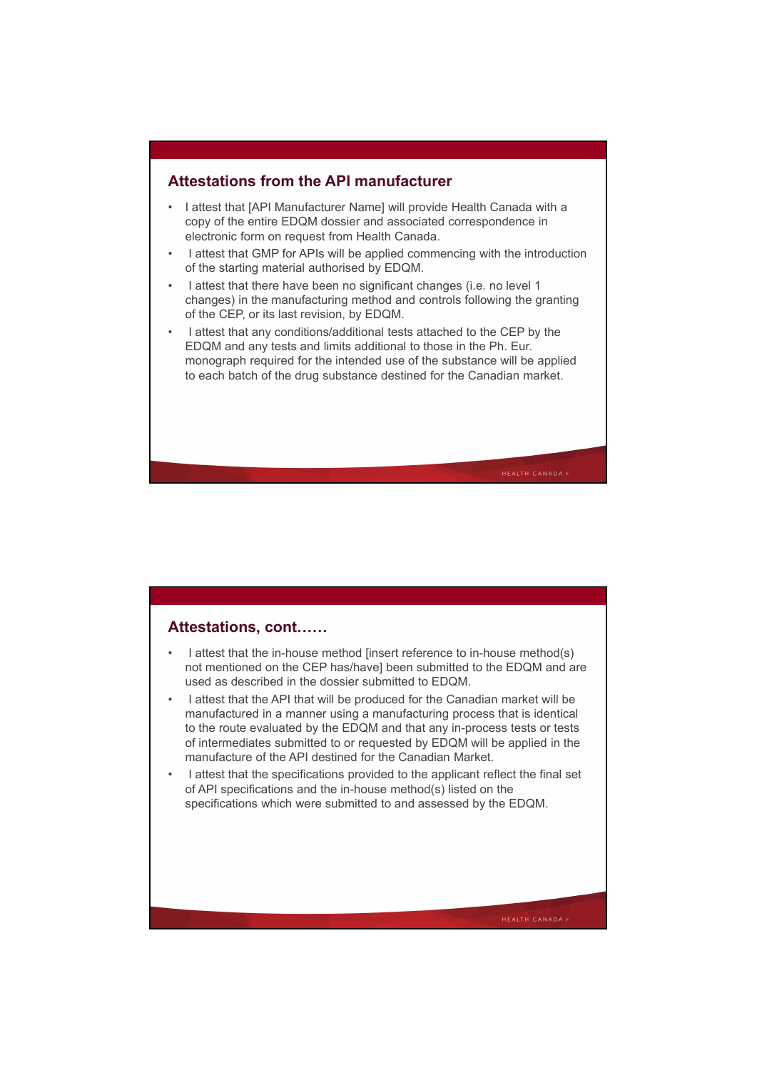## Attestations from the API manufacturer

- I attest that [API Manufacturer Name] will provide Health Canada with a copy of the entire EDQM dossier and associated correspondence in electronic form on request from Health Canada.
- I attest that GMP for APIs will be applied commencing with the introduction of the starting material authorised by EDQM.
- I attest that there have been no significant changes (i.e. no level 1 changes) in the manufacturing method and controls following the granting of the CEP, or its last revision, by EDQM.
- I attest that any conditions/additional tests attached to the CEP by the EDQM and any tests and limits additional to those in the Ph. Eur. monograph required for the intended use of the substance will be applied to each batch of the drug substance destined for the Canadian market.

## Attestations, cont……

- I attest that the in-house method [insert reference to in-house method(s) not mentioned on the CEP has/have] been submitted to the EDQM and are used as described in the dossier submitted to EDQM.
- I attest that the API that will be produced for the Canadian market will be manufactured in a manner using a manufacturing process that is identical to the route evaluated by the EDQM and that any in-process tests or tests of intermediates submitted to or requested by EDQM will be applied in the manufacture of the API destined for the Canadian Market.
- I attest that the specifications provided to the applicant reflect the final set of API specifications and the in-house method(s) listed on the specifications which were submitted to and assessed by the EDQM.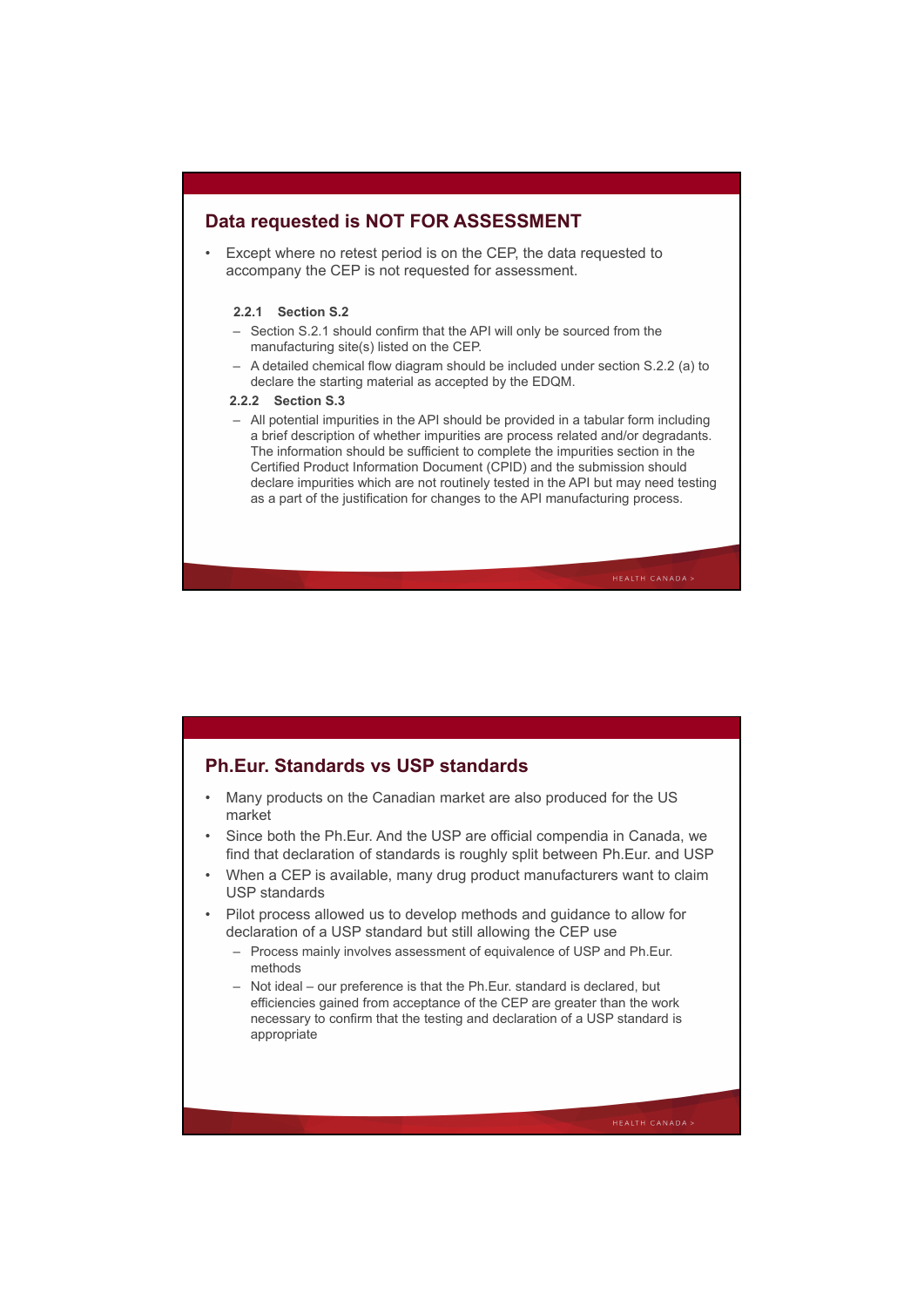## Data requested is NOT FOR ASSESSMENT

- Except where no retest period is on the CEP, the data requested to accompany the CEP is not requested for assessment.

**2.2.1 Section S.2**

- Section S.2.1 should confirm that the API will only be sourced from the manufacturing site(s) listed on the CEP.
- A detailed chemical flow diagram should be included under section S.2.2 (a) to declare the starting material as accepted by the EDQM.

**2.2.2 Section S.3**

- All potential impurities in the API should be provided in a tabular form including a brief description of whether impurities are process related and/or degradants. The information should be sufficient to complete the impurities section in the Certified Product Information Document (CPID) and the submission should declare impurities which are not routinely tested in the API but may need testing as a part of the justification for changes to the API manufacturing process.

## Ph.Eur. Standards vs USP standards

- Many products on the Canadian market are also produced for the US market
- Since both the Ph.Eur. And the USP are official compendia in Canada, we find that declaration of standards is roughly split between Ph.Eur. and USP
- When a CEP is available, many drug product manufacturers want to claim USP standards
- Pilot process allowed us to develop methods and guidance to allow for declaration of a USP standard but still allowing the CEP use
  - Process mainly involves assessment of equivalence of USP and Ph.Eur. methods
  - Not ideal – our preference is that the Ph.Eur. standard is declared, but efficiencies gained from acceptance of the CEP are greater than the work necessary to confirm that the testing and declaration of a USP standard is appropriate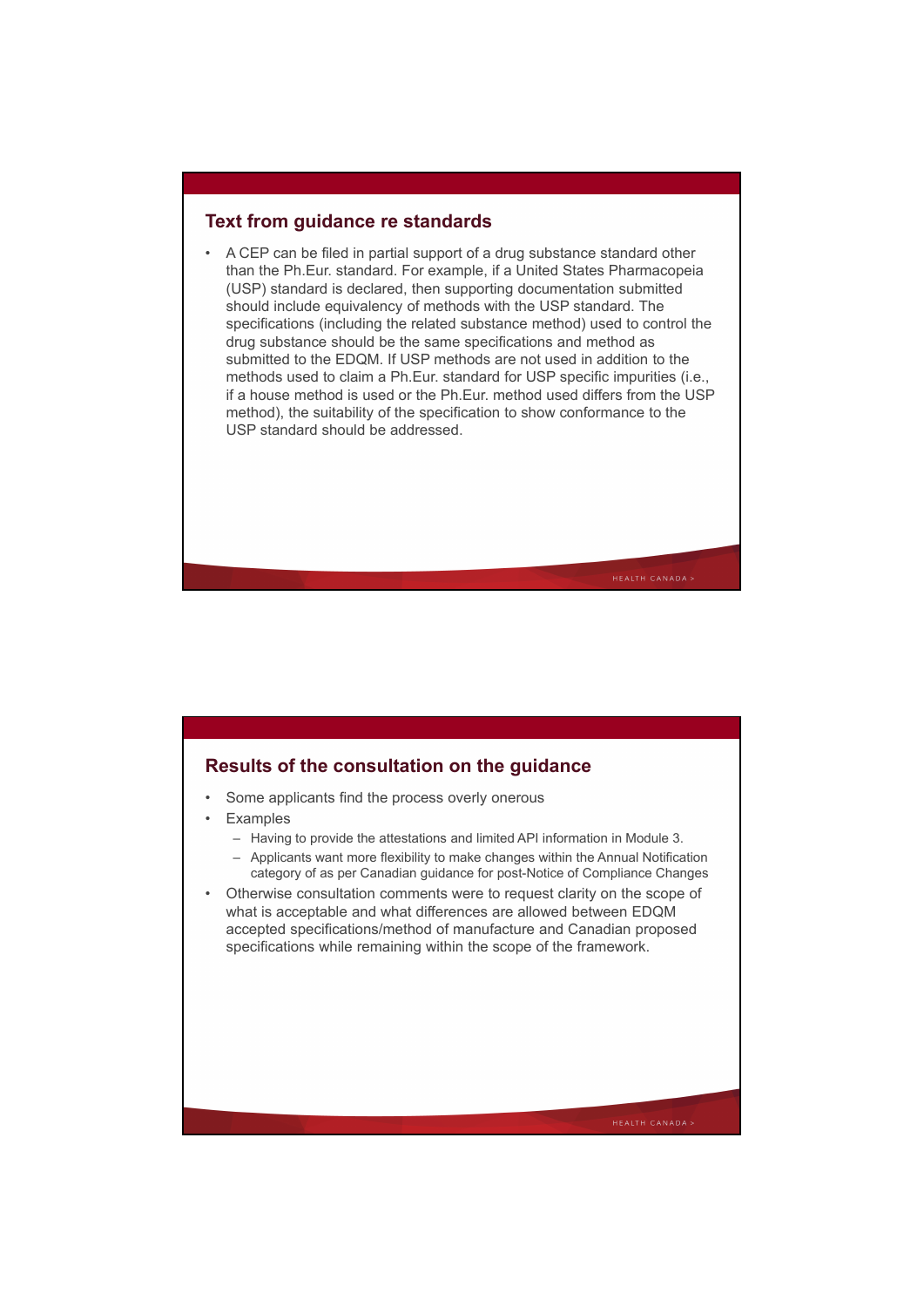## Text from guidance re standards

- A CEP can be filed in partial support of a drug substance standard other than the Ph.Eur. standard. For example, if a United States Pharmacopeia (USP) standard is declared, then supporting documentation submitted should include equivalency of methods with the USP standard. The specifications (including the related substance method) used to control the drug substance should be the same specifications and method as submitted to the EDQM. If USP methods are not used in addition to the methods used to claim a Ph.Eur. standard for USP specific impurities (i.e., if a house method is used or the Ph.Eur. method used differs from the USP method), the suitability of the specification to show conformance to the USP standard should be addressed.

## Results of the consultation on the guidance

- Some applicants find the process overly onerous
- Examples
  - Having to provide the attestations and limited API information in Module 3.
  - Applicants want more flexibility to make changes within the Annual Notification category of as per Canadian guidance for post-Notice of Compliance Changes
- Otherwise consultation comments were to request clarity on the scope of what is acceptable and what differences are allowed between EDQM accepted specifications/method of manufacture and Canadian proposed specifications while remaining within the scope of the framework.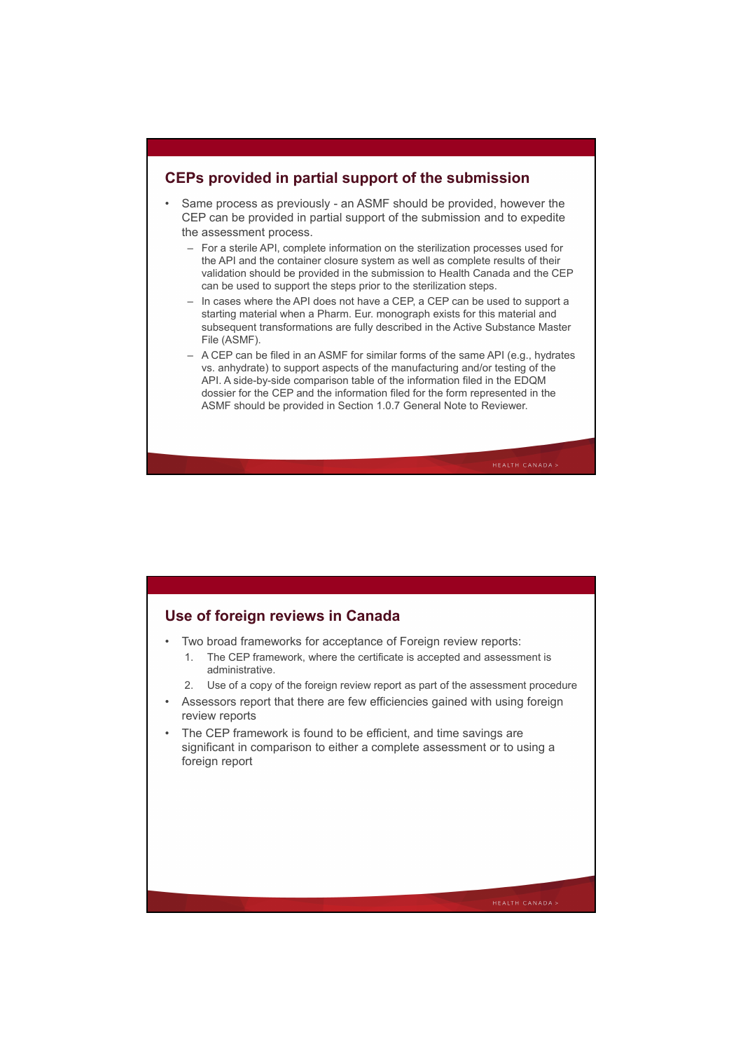## CEPs provided in partial support of the submission

- Same process as previously - an ASMF should be provided, however the CEP can be provided in partial support of the submission and to expedite the assessment process.
  - For a sterile API, complete information on the sterilization processes used for the API and the container closure system as well as complete results of their validation should be provided in the submission to Health Canada and the CEP can be used to support the steps prior to the sterilization steps.
  - In cases where the API does not have a CEP, a CEP can be used to support a starting material when a Pharm. Eur. monograph exists for this material and subsequent transformations are fully described in the Active Substance Master File (ASMF).
  - A CEP can be filed in an ASMF for similar forms of the same API (e.g., hydrates vs. anhydrate) to support aspects of the manufacturing and/or testing of the API. A side-by-side comparison table of the information filed in the EDQM dossier for the CEP and the information filed for the form represented in the ASMF should be provided in Section 1.0.7 General Note to Reviewer.

## Use of foreign reviews in Canada

- Two broad frameworks for acceptance of Foreign review reports:
  1. The CEP framework, where the certificate is accepted and assessment is administrative.
  2. Use of a copy of the foreign review report as part of the assessment procedure
- Assessors report that there are few efficiencies gained with using foreign review reports
- The CEP framework is found to be efficient, and time savings are significant in comparison to either a complete assessment or to using a foreign report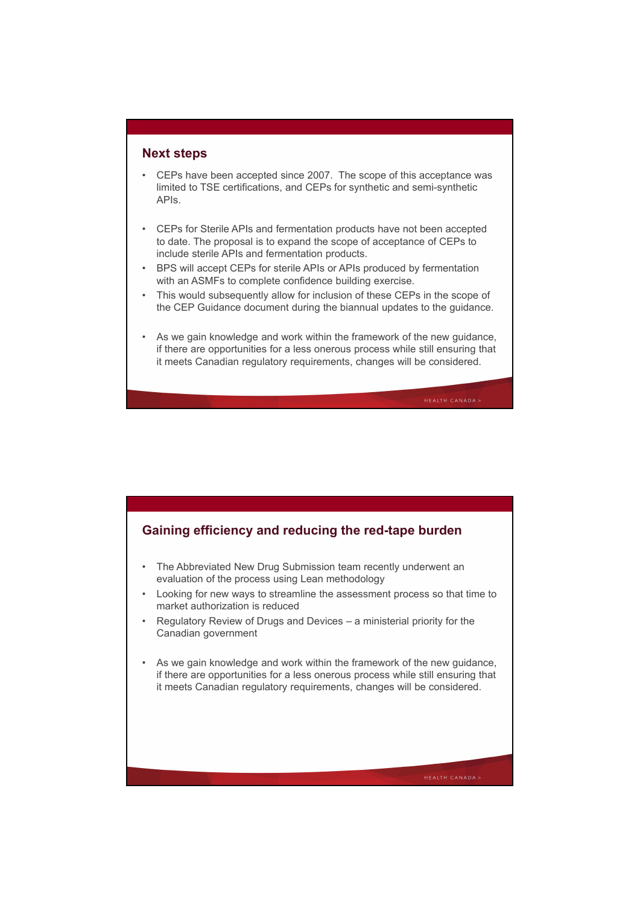## Next steps

- CEPs have been accepted since 2007. The scope of this acceptance was limited to TSE certifications, and CEPs for synthetic and semi-synthetic APIs.
- CEPs for Sterile APIs and fermentation products have not been accepted to date. The proposal is to expand the scope of acceptance of CEPs to include sterile APIs and fermentation products.
- BPS will accept CEPs for sterile APIs or APIs produced by fermentation with an ASMFs to complete confidence building exercise.
- This would subsequently allow for inclusion of these CEPs in the scope of the CEP Guidance document during the biannual updates to the guidance.
- As we gain knowledge and work within the framework of the new guidance, if there are opportunities for a less onerous process while still ensuring that it meets Canadian regulatory requirements, changes will be considered.

## Gaining efficiency and reducing the red-tape burden

- The Abbreviated New Drug Submission team recently underwent an evaluation of the process using Lean methodology
- Looking for new ways to streamline the assessment process so that time to market authorization is reduced
- Regulatory Review of Drugs and Devices – a ministerial priority for the Canadian government
- As we gain knowledge and work within the framework of the new guidance, if there are opportunities for a less onerous process while still ensuring that it meets Canadian regulatory requirements, changes will be considered.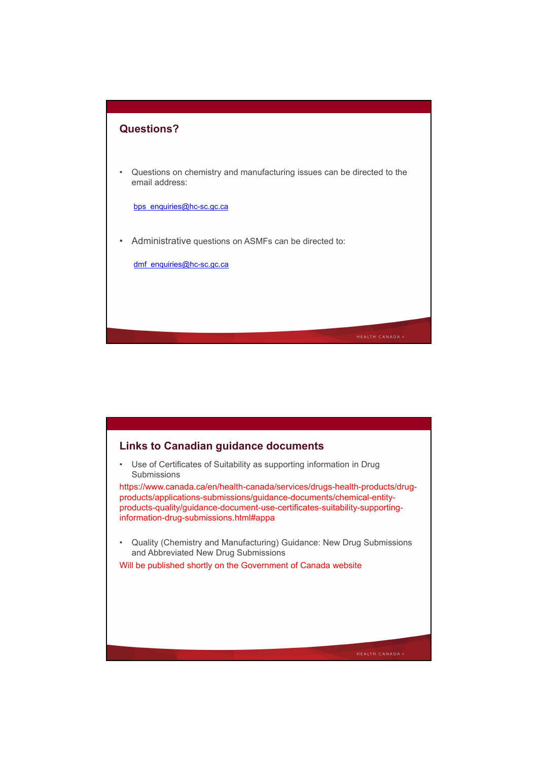## Questions?

- Questions on chemistry and manufacturing issues can be directed to the email address:

  bps_enquiries@hc-sc.gc.ca

- Administrative questions on ASMFs can be directed to:

  dmf_enquiries@hc-sc.gc.ca

## Links to Canadian guidance documents

- Use of Certificates of Suitability as supporting information in Drug Submissions

https://www.canada.ca/en/health-canada/services/drugs-health-products/drug-products/applications-submissions/guidance-documents/chemical-entity-products-quality/guidance-document-use-certificates-suitability-supporting-information-drug-submissions.html#appa

- Quality (Chemistry and Manufacturing) Guidance: New Drug Submissions and Abbreviated New Drug Submissions

Will be published shortly on the Government of Canada website